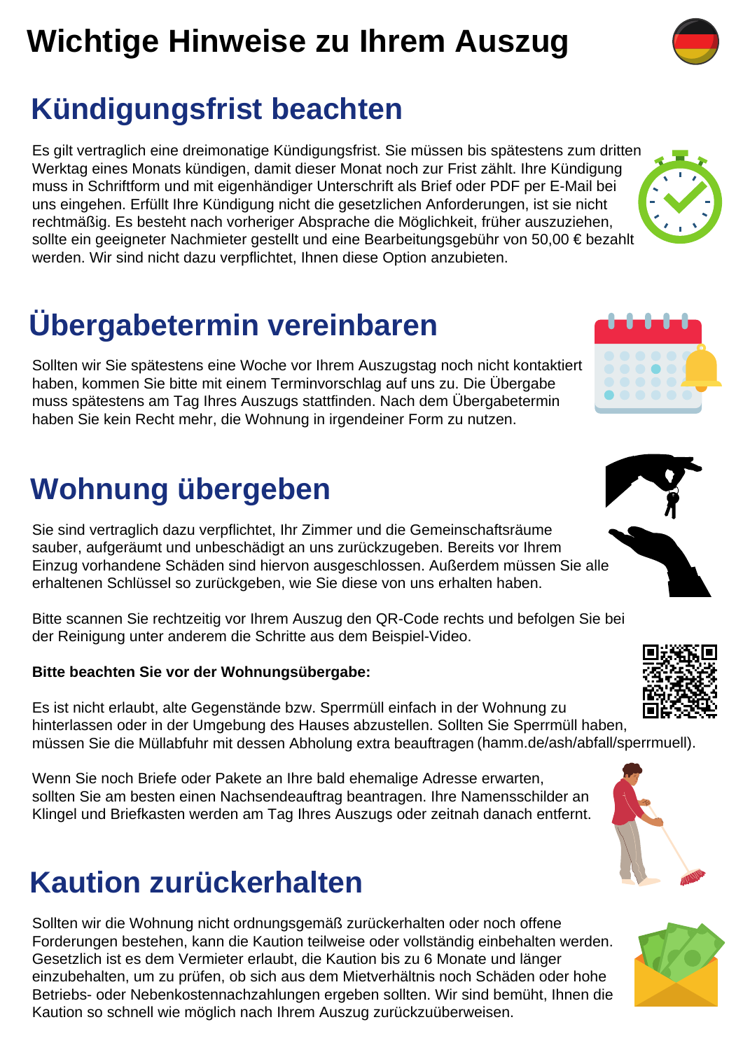# Wichtige Hinweise zu Ihrem Auszug

## Kündigungsfrist beachten

Es gilt vertraglich eine dreimonatige Kündigungsfrist. Sie müssen bis spätestens zum dritten Werktag eines Monats kündigen, damit dieser Monat noch zur Frist zählt. Ihre Kündigung muss in Schriftform und mit eigenhändiger Unterschrift als Brief oder PDF per E-Mail bei uns eingehen. Erfüllt Ihre Kündigung nicht die gesetzlichen Anforderungen, ist sie nicht rechtmäßig. Es besteht nach vorheriger Absprache die Möglichkeit, früher auszuziehen, sollte ein geeigneter Nachmieter gestellt und eine Bearbeitungsgebühr von 50,00 € bezahlt werden. Wir sind nicht dazu verpflichtet, Ihnen diese Option anzubieten.

## Übergabetermin vereinbaren

Sollten wir Sie spätestens eine Woche vor Ihrem Auszugstag noch nicht kontaktiert haben, kommen Sie bitte mit einem Terminvorschlag auf uns zu. Die Übergabe muss spätestens am Tag Ihres Auszugs stattfinden. Nach dem Übergabetermin haben Sie kein Recht mehr, die Wohnung in irgendeiner Form zu nutzen.

## Wohnung übergeben

Sie sind vertraglich dazu verpflichtet, Ihr Zimmer und die Gemeinschaftsräume sauber, aufgeräumt und unbeschädigt an uns zurückzugeben. Bereits vor Ihrem Einzug vorhandene Schäden sind hiervon ausgeschlossen. Außerdem müssen Sie alle erhaltenen Schlüssel so zurückgeben, wie Sie diese von uns erhalten haben.

Bitte scannen Sie rechtzeitig vor Ihrem Auszug den QR-Code rechts und befolgen Sie bei der Reinigung unter anderem die Schritte aus dem Beispiel-Video.

**Bitte beachten Sie vor der Wohnungsübergabe:**

Es ist nicht erlaubt, alte Gegenstände bzw. Sperrmüll einfach in der Wohnung zu hinterlassen oder in der Umgebung des Hauses abzustellen. Sollten Sie Sperrmüll haben, müssen Sie die Müllabfuhr mit dessen Abholung extra beauftragen (hamm.de/ash/abfall/sperrmuell).

Wenn Sie noch Briefe oder Pakete an Ihre bald ehemalige Adresse erwarten, sollten Sie am besten einen Nachsendeauftrag beantragen. Ihre Namensschilder an Klingel und Briefkasten werden am Tag Ihres Auszugs oder zeitnah danach entfernt.

## Kaution zurückerhalten

Sollten wir die Wohnung nicht ordnungsgemäß zurückerhalten oder noch offene Forderungen bestehen, kann die Kaution teilweise oder vollständig einbehalten werden. Gesetzlich ist es dem Vermieter erlaubt, die Kaution bis zu 6 Monate und länger einzubehalten, um zu prüfen, ob sich aus dem Mietverhältnis noch Schäden oder hohe Betriebs- oder Nebenkostennachzahlungen ergeben sollten. Wir sind bemüht, Ihnen die Kaution so schnell wie möglich nach Ihrem Auszug zurückzuüberweisen.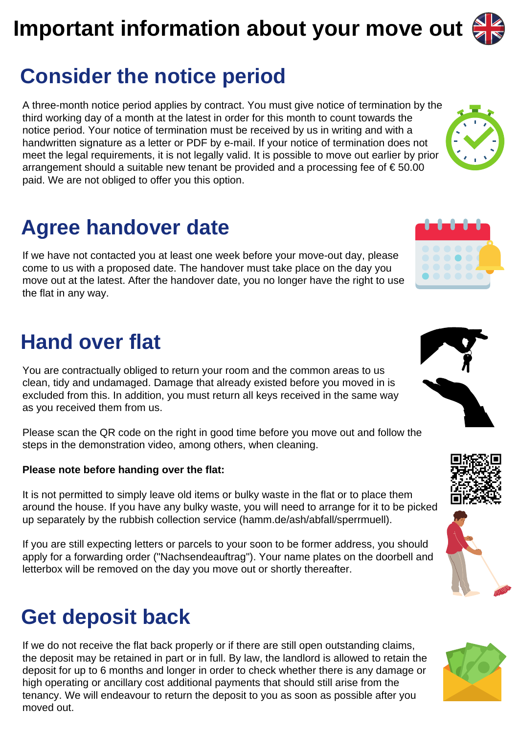# Important information about your move out

## Consider the notice period

A three-month notice period applies by contract. You must give notice of termination by the third working day of a month at the latest in order for this month to count towards the notice period. Your notice of termination must be received by us in writing and with a handwritten signature as a letter or PDF by e-mail. If your notice of termination does not meet the legal requirements, it is not legally valid. It is possible to move out earlier by prior arrangement should a suitable new tenant be provided and a processing fee of € 50.00 paid. We are not obliged to offer you this option.

## Agree handover date

If we have not contacted you at least one week before your move-out day, please come to us with a proposed date. The handover must take place on the day you move out at the latest. After the handover date, you no longer have the right to use the flat in any way.

## Hand over flat

You are contractually obliged to return your room and the common areas to us clean, tidy and undamaged. Damage that already existed before you moved in is excluded from this. In addition, you must return all keys received in the same way as you received them from us.

Please scan the QR code on the right in good time before you move out and follow the steps in the demonstration video, among others, when cleaning.

**Please note before handing over the flat:**

It is not permitted to simply leave old items or bulky waste in the flat or to place them around the house. If you have any bulky waste, you will need to arrange for it to be picked up separately by the rubbish collection service (hamm.de/ash/abfall/sperrmuell).

If you are still expecting letters or parcels to your soon to be former address, you should apply for a forwarding order ("Nachsendeauftrag"). Your name plates on the doorbell and letterbox will be removed on the day you move out or shortly thereafter.

## Get deposit back

If we do not receive the flat back properly or if there are still open outstanding claims, the deposit may be retained in part or in full. By law, the landlord is allowed to retain the deposit for up to 6 months and longer in order to check whether there is any damage or high operating or ancillary cost additional payments that should still arise from the tenancy. We will endeavour to return the deposit to you as soon as possible after you moved out.